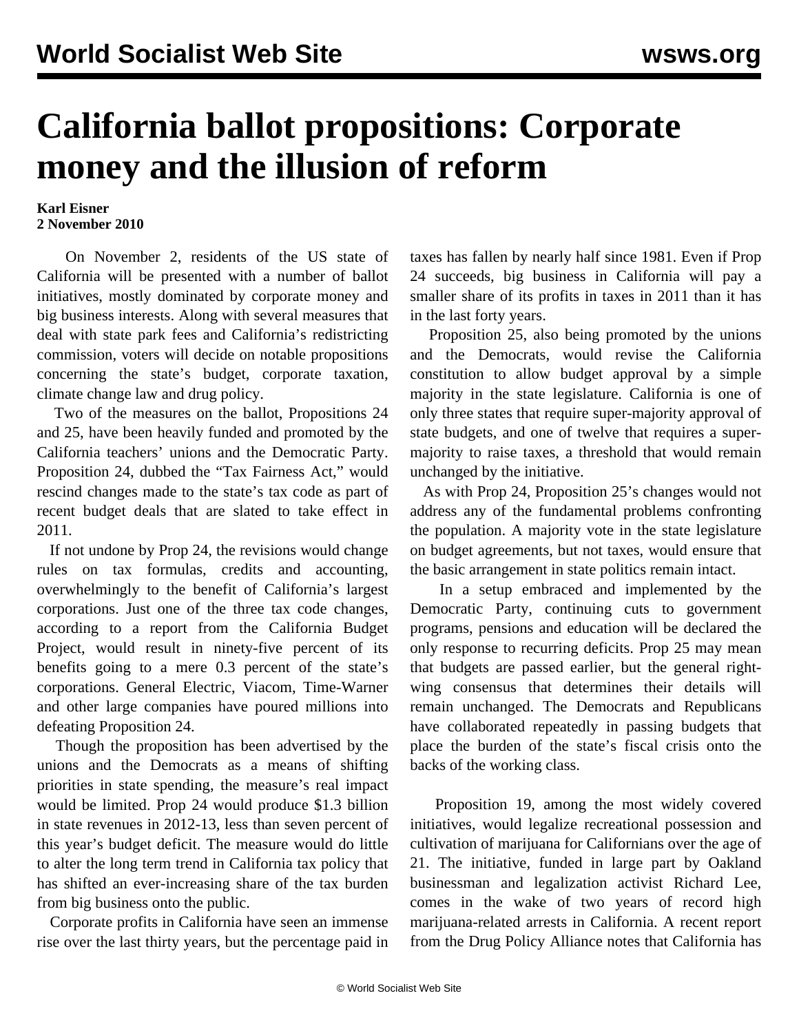# California ballot propositions: Corporate money and the illusion of reform

**Karl Eisner**
**2 November 2010**

On November 2, residents of the US state of California will be presented with a number of ballot initiatives, mostly dominated by corporate money and big business interests. Along with several measures that deal with state park fees and California's redistricting commission, voters will decide on notable propositions concerning the state's budget, corporate taxation, climate change law and drug policy.

Two of the measures on the ballot, Propositions 24 and 25, have been heavily funded and promoted by the California teachers' unions and the Democratic Party. Proposition 24, dubbed the "Tax Fairness Act," would rescind changes made to the state's tax code as part of recent budget deals that are slated to take effect in 2011.

If not undone by Prop 24, the revisions would change rules on tax formulas, credits and accounting, overwhelmingly to the benefit of California's largest corporations. Just one of the three tax code changes, according to a report from the California Budget Project, would result in ninety-five percent of its benefits going to a mere 0.3 percent of the state's corporations. General Electric, Viacom, Time-Warner and other large companies have poured millions into defeating Proposition 24.

Though the proposition has been advertised by the unions and the Democrats as a means of shifting priorities in state spending, the measure's real impact would be limited. Prop 24 would produce $1.3 billion in state revenues in 2012-13, less than seven percent of this year's budget deficit. The measure would do little to alter the long term trend in California tax policy that has shifted an ever-increasing share of the tax burden from big business onto the public.

Corporate profits in California have seen an immense rise over the last thirty years, but the percentage paid in taxes has fallen by nearly half since 1981. Even if Prop 24 succeeds, big business in California will pay a smaller share of its profits in taxes in 2011 than it has in the last forty years.

Proposition 25, also being promoted by the unions and the Democrats, would revise the California constitution to allow budget approval by a simple majority in the state legislature. California is one of only three states that require super-majority approval of state budgets, and one of twelve that requires a super-majority to raise taxes, a threshold that would remain unchanged by the initiative.

As with Prop 24, Proposition 25's changes would not address any of the fundamental problems confronting the population. A majority vote in the state legislature on budget agreements, but not taxes, would ensure that the basic arrangement in state politics remain intact.

In a setup embraced and implemented by the Democratic Party, continuing cuts to government programs, pensions and education will be declared the only response to recurring deficits. Prop 25 may mean that budgets are passed earlier, but the general right-wing consensus that determines their details will remain unchanged. The Democrats and Republicans have collaborated repeatedly in passing budgets that place the burden of the state's fiscal crisis onto the backs of the working class.

Proposition 19, among the most widely covered initiatives, would legalize recreational possession and cultivation of marijuana for Californians over the age of 21. The initiative, funded in large part by Oakland businessman and legalization activist Richard Lee, comes in the wake of two years of record high marijuana-related arrests in California. A recent report from the Drug Policy Alliance notes that California has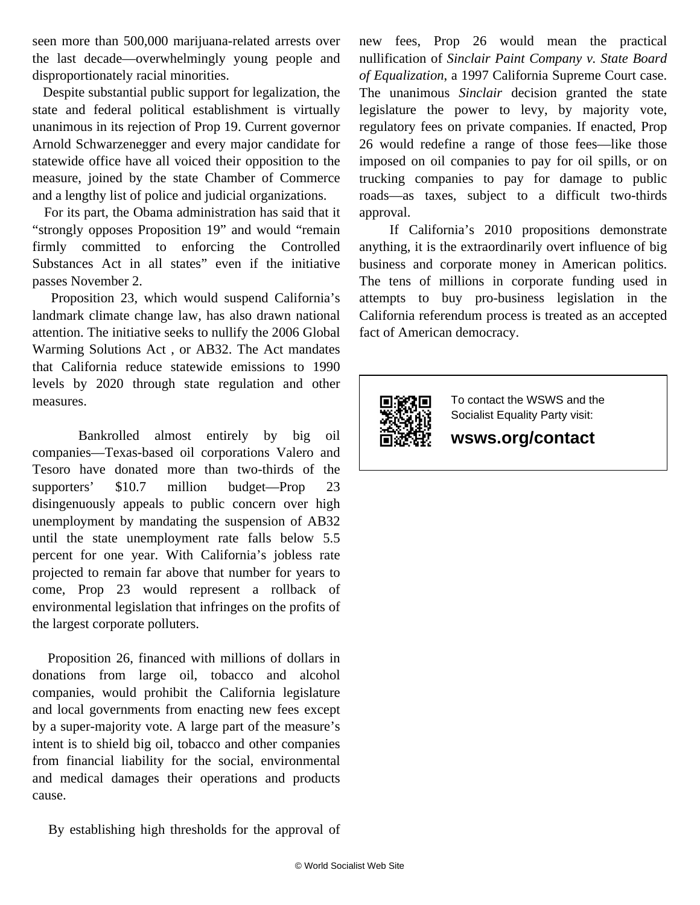seen more than 500,000 marijuana-related arrests over the last decade—overwhelmingly young people and disproportionately racial minorities.

Despite substantial public support for legalization, the state and federal political establishment is virtually unanimous in its rejection of Prop 19. Current governor Arnold Schwarzenegger and every major candidate for statewide office have all voiced their opposition to the measure, joined by the state Chamber of Commerce and a lengthy list of police and judicial organizations.

For its part, the Obama administration has said that it "strongly opposes Proposition 19" and would "remain firmly committed to enforcing the Controlled Substances Act in all states" even if the initiative passes November 2.

Proposition 23, which would suspend California's landmark climate change law, has also drawn national attention. The initiative seeks to nullify the 2006 Global Warming Solutions Act , or AB32. The Act mandates that California reduce statewide emissions to 1990 levels by 2020 through state regulation and other measures.

Bankrolled almost entirely by big oil companies—Texas-based oil corporations Valero and Tesoro have donated more than two-thirds of the supporters' $10.7 million budget—Prop 23 disingenuously appeals to public concern over high unemployment by mandating the suspension of AB32 until the state unemployment rate falls below 5.5 percent for one year. With California's jobless rate projected to remain far above that number for years to come, Prop 23 would represent a rollback of environmental legislation that infringes on the profits of the largest corporate polluters.

Proposition 26, financed with millions of dollars in donations from large oil, tobacco and alcohol companies, would prohibit the California legislature and local governments from enacting new fees except by a super-majority vote. A large part of the measure's intent is to shield big oil, tobacco and other companies from financial liability for the social, environmental and medical damages their operations and products cause.

By establishing high thresholds for the approval of new fees, Prop 26 would mean the practical nullification of *Sinclair Paint Company v. State Board of Equalization*, a 1997 California Supreme Court case. The unanimous *Sinclair* decision granted the state legislature the power to levy, by majority vote, regulatory fees on private companies. If enacted, Prop 26 would redefine a range of those fees—like those imposed on oil companies to pay for oil spills, or on trucking companies to pay for damage to public roads—as taxes, subject to a difficult two-thirds approval.

If California's 2010 propositions demonstrate anything, it is the extraordinarily overt influence of big business and corporate money in American politics. The tens of millions in corporate funding used in attempts to buy pro-business legislation in the California referendum process is treated as an accepted fact of American democracy.

To contact the WSWS and the Socialist Equality Party visit:

**wsws.org/contact**